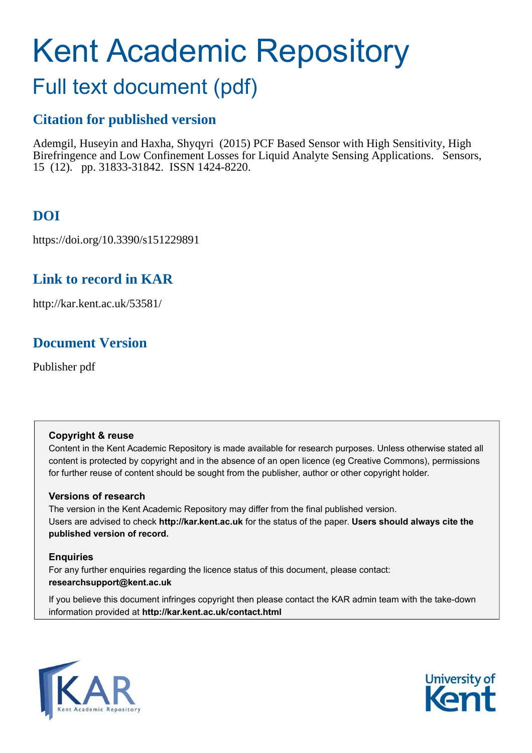# Kent Academic Repository

## Full text document (pdf)

### Citation for published version

Ademgil, Huseyin and Haxha, Shyqyri (2015) PCF Based Sensor with High Sensitivity, High Birefringence and Low Confinement Losses for Liquid Analyte Sensing Applications. Sensors, 15 (12). pp. 31833-31842. ISSN 1424-8220.

### DOI

https://doi.org/10.3390/s151229891

### Link to record in KAR

http://kar.kent.ac.uk/53581/

### Document Version

Publisher pdf

**Copyright & reuse**

Content in the Kent Academic Repository is made available for research purposes. Unless otherwise stated all content is protected by copyright and in the absence of an open licence (eg Creative Commons), permissions for further reuse of content should be sought from the publisher, author or other copyright holder.

**Versions of research**

The version in the Kent Academic Repository may differ from the final published version. Users are advised to check **http://kar.kent.ac.uk** for the status of the paper. **Users should always cite the published version of record.**

**Enquiries**

For any further enquiries regarding the licence status of this document, please contact: **researchsupport@kent.ac.uk**

If you believe this document infringes copyright then please contact the KAR admin team with the take-down information provided at **http://kar.kent.ac.uk/contact.html**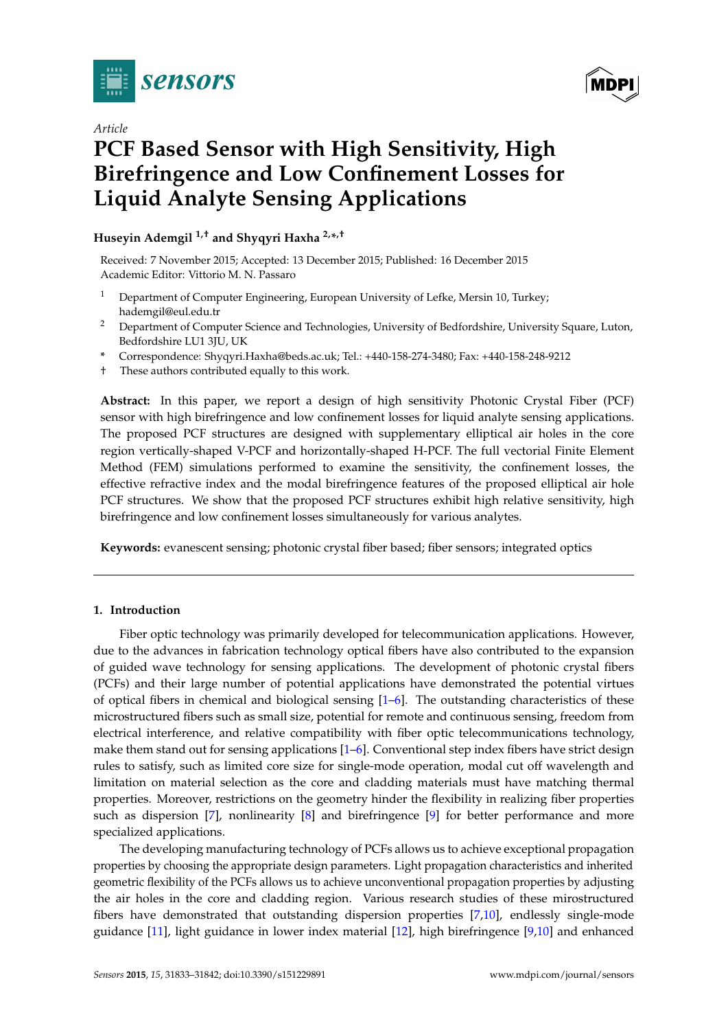# PCF Based Sensor with High Sensitivity, High Birefringence and Low Confinement Losses for Liquid Analyte Sensing Applications

**Huseyin Ademgil [1,†] and Shyqyri Haxha [2,*,†]**

Received: 7 November 2015; Accepted: 13 December 2015; Published: 16 December 2015
Academic Editor: Vittorio M. N. Passaro

1. Department of Computer Engineering, European University of Lefke, Mersin 10, Turkey; hademgil@eul.edu.tr
2. Department of Computer Science and Technologies, University of Bedfordshire, University Square, Luton, Bedfordshire LU1 3JU, UK

\* Correspondence: Shyqyri.Haxha@beds.ac.uk; Tel.: +440-158-274-3480; Fax: +440-158-248-9212

† These authors contributed equally to this work.

**Abstract:** In this paper, we report a design of high sensitivity Photonic Crystal Fiber (PCF) sensor with high birefringence and low confinement losses for liquid analyte sensing applications. The proposed PCF structures are designed with supplementary elliptical air holes in the core region vertically-shaped V-PCF and horizontally-shaped H-PCF. The full vectorial Finite Element Method (FEM) simulations performed to examine the sensitivity, the confinement losses, the effective refractive index and the modal birefringence features of the proposed elliptical air hole PCF structures. We show that the proposed PCF structures exhibit high relative sensitivity, high birefringence and low confinement losses simultaneously for various analytes.

**Keywords:** evanescent sensing; photonic crystal fiber based; fiber sensors; integrated optics

## 1. Introduction

Fiber optic technology was primarily developed for telecommunication applications. However, due to the advances in fabrication technology optical fibers have also contributed to the expansion of guided wave technology for sensing applications. The development of photonic crystal fibers (PCFs) and their large number of potential applications have demonstrated the potential virtues of optical fibers in chemical and biological sensing [1–6]. The outstanding characteristics of these microstructured fibers such as small size, potential for remote and continuous sensing, freedom from electrical interference, and relative compatibility with fiber optic telecommunications technology, make them stand out for sensing applications [1–6]. Conventional step index fibers have strict design rules to satisfy, such as limited core size for single-mode operation, modal cut off wavelength and limitation on material selection as the core and cladding materials must have matching thermal properties. Moreover, restrictions on the geometry hinder the flexibility in realizing fiber properties such as dispersion [7], nonlinearity [8] and birefringence [9] for better performance and more specialized applications.

The developing manufacturing technology of PCFs allows us to achieve exceptional propagation properties by choosing the appropriate design parameters. Light propagation characteristics and inherited geometric flexibility of the PCFs allows us to achieve unconventional propagation properties by adjusting the air holes in the core and cladding region. Various research studies of these mirostructured fibers have demonstrated that outstanding dispersion properties [7,10], endlessly single-mode guidance [11], light guidance in lower index material [12], high birefringence [9,10] and enhanced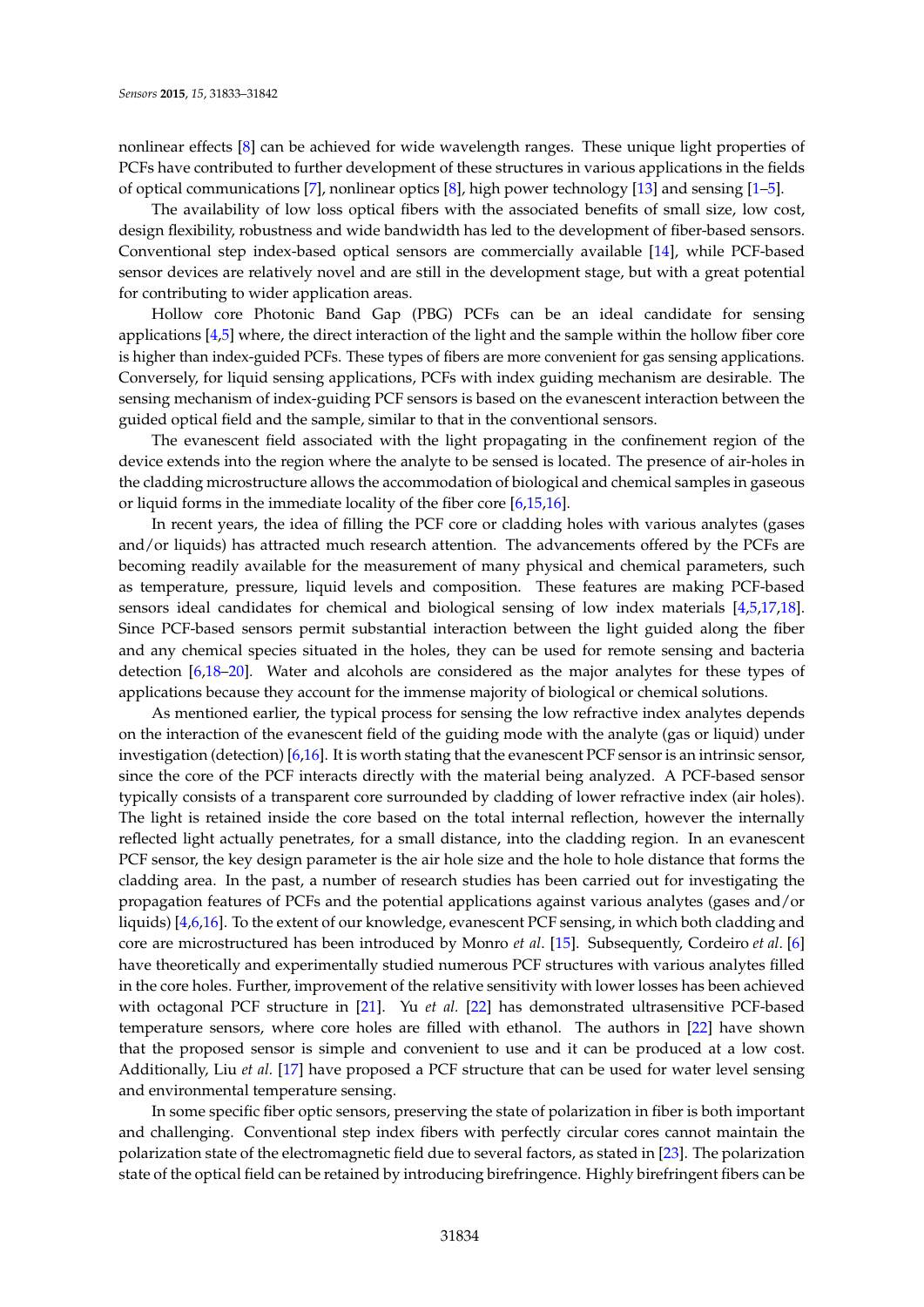nonlinear effects [8] can be achieved for wide wavelength ranges. These unique light properties of PCFs have contributed to further development of these structures in various applications in the fields of optical communications [7], nonlinear optics [8], high power technology [13] and sensing [1–5].

The availability of low loss optical fibers with the associated benefits of small size, low cost, design flexibility, robustness and wide bandwidth has led to the development of fiber-based sensors. Conventional step index-based optical sensors are commercially available [14], while PCF-based sensor devices are relatively novel and are still in the development stage, but with a great potential for contributing to wider application areas.

Hollow core Photonic Band Gap (PBG) PCFs can be an ideal candidate for sensing applications [4,5] where, the direct interaction of the light and the sample within the hollow fiber core is higher than index-guided PCFs. These types of fibers are more convenient for gas sensing applications. Conversely, for liquid sensing applications, PCFs with index guiding mechanism are desirable. The sensing mechanism of index-guiding PCF sensors is based on the evanescent interaction between the guided optical field and the sample, similar to that in the conventional sensors.

The evanescent field associated with the light propagating in the confinement region of the device extends into the region where the analyte to be sensed is located. The presence of air-holes in the cladding microstructure allows the accommodation of biological and chemical samples in gaseous or liquid forms in the immediate locality of the fiber core [6,15,16].

In recent years, the idea of filling the PCF core or cladding holes with various analytes (gases and/or liquids) has attracted much research attention. The advancements offered by the PCFs are becoming readily available for the measurement of many physical and chemical parameters, such as temperature, pressure, liquid levels and composition. These features are making PCF-based sensors ideal candidates for chemical and biological sensing of low index materials [4,5,17,18]. Since PCF-based sensors permit substantial interaction between the light guided along the fiber and any chemical species situated in the holes, they can be used for remote sensing and bacteria detection [6,18–20]. Water and alcohols are considered as the major analytes for these types of applications because they account for the immense majority of biological or chemical solutions.

As mentioned earlier, the typical process for sensing the low refractive index analytes depends on the interaction of the evanescent field of the guiding mode with the analyte (gas or liquid) under investigation (detection) [6,16]. It is worth stating that the evanescent PCF sensor is an intrinsic sensor, since the core of the PCF interacts directly with the material being analyzed. A PCF-based sensor typically consists of a transparent core surrounded by cladding of lower refractive index (air holes). The light is retained inside the core based on the total internal reflection, however the internally reflected light actually penetrates, for a small distance, into the cladding region. In an evanescent PCF sensor, the key design parameter is the air hole size and the hole to hole distance that forms the cladding area. In the past, a number of research studies has been carried out for investigating the propagation features of PCFs and the potential applications against various analytes (gases and/or liquids) [4,6,16]. To the extent of our knowledge, evanescent PCF sensing, in which both cladding and core are microstructured has been introduced by Monro *et al*. [15]. Subsequently, Cordeiro *et al*. [6] have theoretically and experimentally studied numerous PCF structures with various analytes filled in the core holes. Further, improvement of the relative sensitivity with lower losses has been achieved with octagonal PCF structure in [21]. Yu *et al.* [22] has demonstrated ultrasensitive PCF-based temperature sensors, where core holes are filled with ethanol. The authors in [22] have shown that the proposed sensor is simple and convenient to use and it can be produced at a low cost. Additionally, Liu *et al.* [17] have proposed a PCF structure that can be used for water level sensing and environmental temperature sensing.

In some specific fiber optic sensors, preserving the state of polarization in fiber is both important and challenging. Conventional step index fibers with perfectly circular cores cannot maintain the polarization state of the electromagnetic field due to several factors, as stated in [23]. The polarization state of the optical field can be retained by introducing birefringence. Highly birefringent fibers can be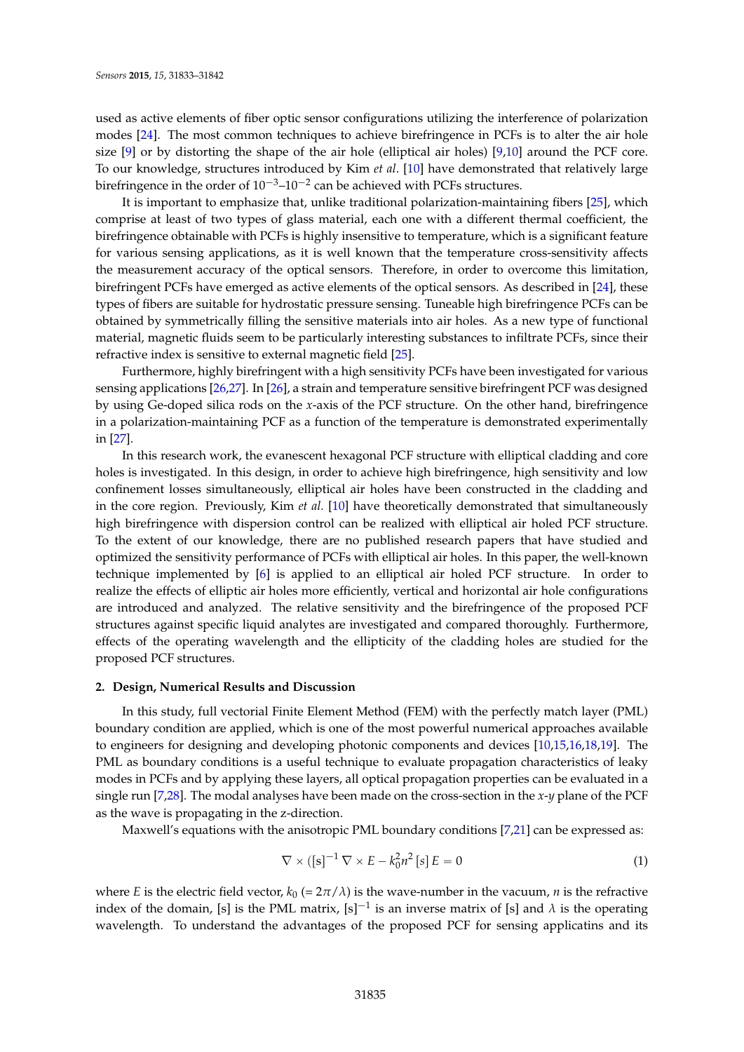used as active elements of fiber optic sensor configurations utilizing the interference of polarization modes [24]. The most common techniques to achieve birefringence in PCFs is to alter the air hole size [9] or by distorting the shape of the air hole (elliptical air holes) [9,10] around the PCF core. To our knowledge, structures introduced by Kim *et al*. [10] have demonstrated that relatively large birefringence in the order of $10^{-3}$–$10^{-2}$ can be achieved with PCFs structures.

It is important to emphasize that, unlike traditional polarization-maintaining fibers [25], which comprise at least of two types of glass material, each one with a different thermal coefficient, the birefringence obtainable with PCFs is highly insensitive to temperature, which is a significant feature for various sensing applications, as it is well known that the temperature cross-sensitivity affects the measurement accuracy of the optical sensors. Therefore, in order to overcome this limitation, birefringent PCFs have emerged as active elements of the optical sensors. As described in [24], these types of fibers are suitable for hydrostatic pressure sensing. Tuneable high birefringence PCFs can be obtained by symmetrically filling the sensitive materials into air holes. As a new type of functional material, magnetic fluids seem to be particularly interesting substances to infiltrate PCFs, since their refractive index is sensitive to external magnetic field [25].

Furthermore, highly birefringent with a high sensitivity PCFs have been investigated for various sensing applications [26,27]. In [26], a strain and temperature sensitive birefringent PCF was designed by using Ge-doped silica rods on the $x$-axis of the PCF structure. On the other hand, birefringence in a polarization-maintaining PCF as a function of the temperature is demonstrated experimentally in [27].

In this research work, the evanescent hexagonal PCF structure with elliptical cladding and core holes is investigated. In this design, in order to achieve high birefringence, high sensitivity and low confinement losses simultaneously, elliptical air holes have been constructed in the cladding and in the core region. Previously, Kim *et al.* [10] have theoretically demonstrated that simultaneously high birefringence with dispersion control can be realized with elliptical air holed PCF structure. To the extent of our knowledge, there are no published research papers that have studied and optimized the sensitivity performance of PCFs with elliptical air holes. In this paper, the well-known technique implemented by [6] is applied to an elliptical air holed PCF structure. In order to realize the effects of elliptic air holes more efficiently, vertical and horizontal air hole configurations are introduced and analyzed. The relative sensitivity and the birefringence of the proposed PCF structures against specific liquid analytes are investigated and compared thoroughly. Furthermore, effects of the operating wavelength and the ellipticity of the cladding holes are studied for the proposed PCF structures.

## 2. Design, Numerical Results and Discussion

In this study, full vectorial Finite Element Method (FEM) with the perfectly match layer (PML) boundary condition are applied, which is one of the most powerful numerical approaches available to engineers for designing and developing photonic components and devices [10,15,16,18,19]. The PML as boundary conditions is a useful technique to evaluate propagation characteristics of leaky modes in PCFs and by applying these layers, all optical propagation properties can be evaluated in a single run [7,28]. The modal analyses have been made on the cross-section in the $x$-$y$ plane of the PCF as the wave is propagating in the z-direction.

Maxwell's equations with the anisotropic PML boundary conditions [7,21] can be expressed as:

$$\nabla \times ([\mathrm{s}]^{-1} \nabla \times E - k_0^2 n^2 [s] E = 0 \tag{1}$$

where $E$ is the electric field vector, $k_0$ ($= 2\pi/\lambda$) is the wave-number in the vacuum, $n$ is the refractive index of the domain, [s] is the PML matrix, $[\mathrm{s}]^{-1}$ is an inverse matrix of [s] and $\lambda$ is the operating wavelength. To understand the advantages of the proposed PCF for sensing applicantins and its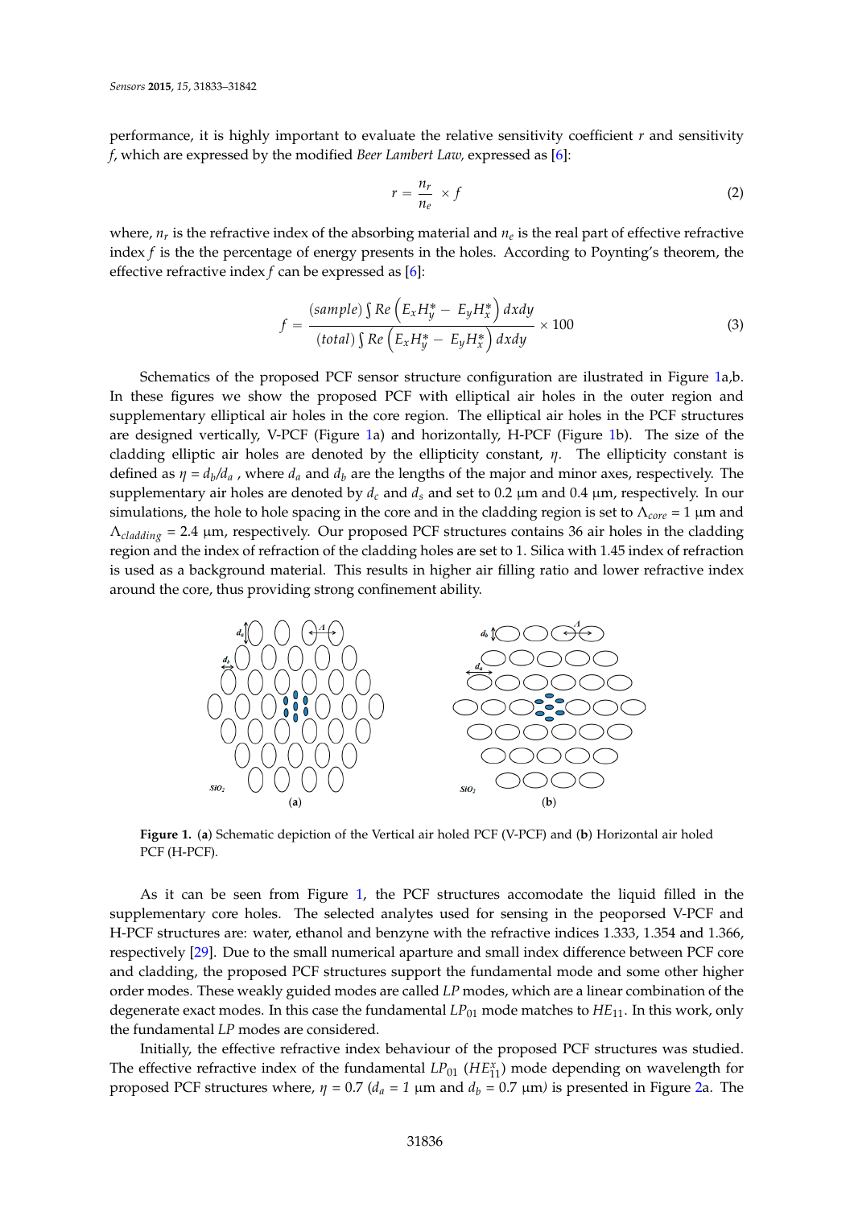performance, it is highly important to evaluate the relative sensitivity coefficient $r$ and sensitivity $f$, which are expressed by the modified *Beer Lambert Law,* expressed as [6]:

$$r = \frac{n_r}{n_e} \times f \tag{2}$$

where, $n_r$ is the refractive index of the absorbing material and $n_e$ is the real part of effective refractive index $f$ is the the percentage of energy presents in the holes. According to Poynting's theorem, the effective refractive index $f$ can be expressed as [6]:

$$f = \frac{(sample)\int Re\left(E_x H_y^* - E_y H_x^*\right) dxdy}{(total)\int Re\left(E_x H_y^* - E_y H_x^*\right) dxdy} \times 100 \tag{3}$$

Schematics of the proposed PCF sensor structure configuration are ilustrated in Figure 1a,b. In these figures we show the proposed PCF with elliptical air holes in the outer region and supplementary elliptical air holes in the core region. The elliptical air holes in the PCF structures are designed vertically, V-PCF (Figure 1a) and horizontally, H-PCF (Figure 1b). The size of the cladding elliptic air holes are denoted by the ellipticity constant, $\eta$. The ellipticity constant is defined as $\eta = d_b/d_a$ , where $d_a$ and $d_b$ are the lengths of the major and minor axes, respectively. The supplementary air holes are denoted by $d_c$ and $d_s$ and set to 0.2 µm and 0.4 µm, respectively. In our simulations, the hole to hole spacing in the core and in the cladding region is set to $\Lambda_{core}$ = 1 µm and $\Lambda_{cladding}$ = 2.4 µm, respectively. Our proposed PCF structures contains 36 air holes in the cladding region and the index of refraction of the cladding holes are set to 1. Silica with 1.45 index of refraction is used as a background material. This results in higher air filling ratio and lower refractive index around the core, thus providing strong confinement ability.

**Figure 1.** (**a**) Schematic depiction of the Vertical air holed PCF (V-PCF) and (**b**) Horizontal air holed PCF (H-PCF).

As it can be seen from Figure 1, the PCF structures accomodate the liquid filled in the supplementary core holes. The selected analytes used for sensing in the peoporsed V-PCF and H-PCF structures are: water, ethanol and benzyne with the refractive indices 1.333, 1.354 and 1.366, respectively [29]. Due to the small numerical aparture and small index difference between PCF core and cladding, the proposed PCF structures support the fundamental mode and some other higher order modes. These weakly guided modes are called *LP* modes, which are a linear combination of the degenerate exact modes. In this case the fundamental $LP_{01}$ mode matches to $HE_{11}$. In this work, only the fundamental *LP* modes are considered.

Initially, the effective refractive index behaviour of the proposed PCF structures was studied. The effective refractive index of the fundamental $LP_{01}$ ($HE_{11}^x$) mode depending on wavelength for proposed PCF structures where, $\eta$ = 0.7 ($d_a$ = *1* µm and $d_b$ = 0.7 µm*)* is presented in Figure 2a. The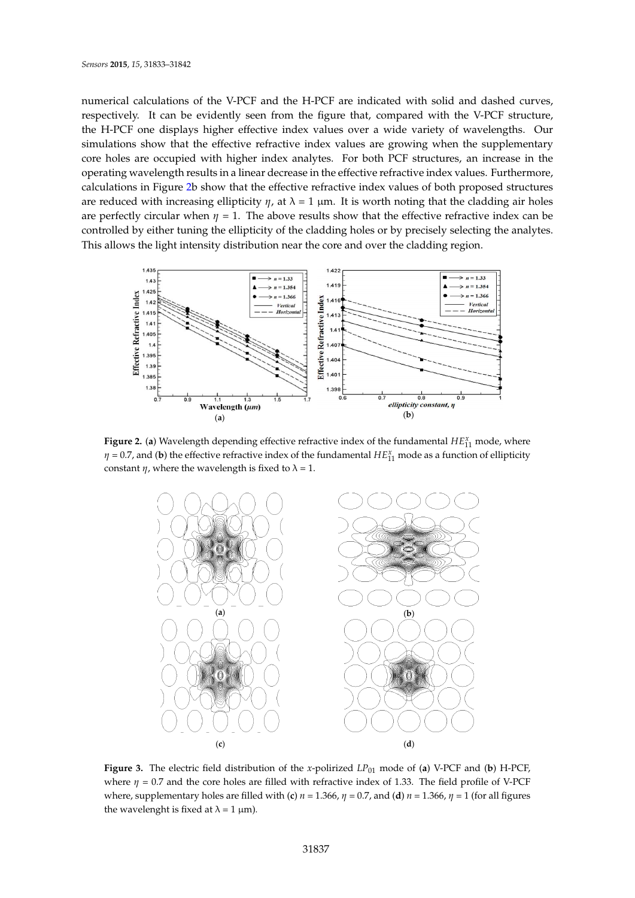numerical calculations of the V-PCF and the H-PCF are indicated with solid and dashed curves, respectively. It can be evidently seen from the figure that, compared with the V-PCF structure, the H-PCF one displays higher effective index values over a wide variety of wavelengths. Our simulations show that the effective refractive index values are growing when the supplementary core holes are occupied with higher index analytes. For both PCF structures, an increase in the operating wavelength results in a linear decrease in the effective refractive index values. Furthermore, calculations in Figure 2b show that the effective refractive index values of both proposed structures are reduced with increasing ellipticity $\eta$, at $\lambda$ = 1 μm. It is worth noting that the cladding air holes are perfectly circular when $\eta$ = 1. The above results show that the effective refractive index can be controlled by either tuning the ellipticity of the cladding holes or by precisely selecting the analytes. This allows the light intensity distribution near the core and over the cladding region.

**Figure 2.** (**a**) Wavelength depending effective refractive index of the fundamental $HE_{11}^{x}$ mode, where $\eta$ = 0.7, and (**b**) the effective refractive index of the fundamental $HE_{11}^{x}$ mode as a function of ellipticity constant $\eta$, where the wavelength is fixed to $\lambda$ = 1.

**Figure 3.** The electric field distribution of the $x$-polirized $LP_{01}$ mode of (**a**) V-PCF and (**b**) H-PCF, where $\eta$ = 0.7 and the core holes are filled with refractive index of 1.33. The field profile of V-PCF where, supplementary holes are filled with (**c**) $n$ = 1.366, $\eta$ = 0.7, and (**d**) $n$ = 1.366, $\eta$ = 1 (for all figures the wavelenght is fixed at $\lambda$ = 1 μm).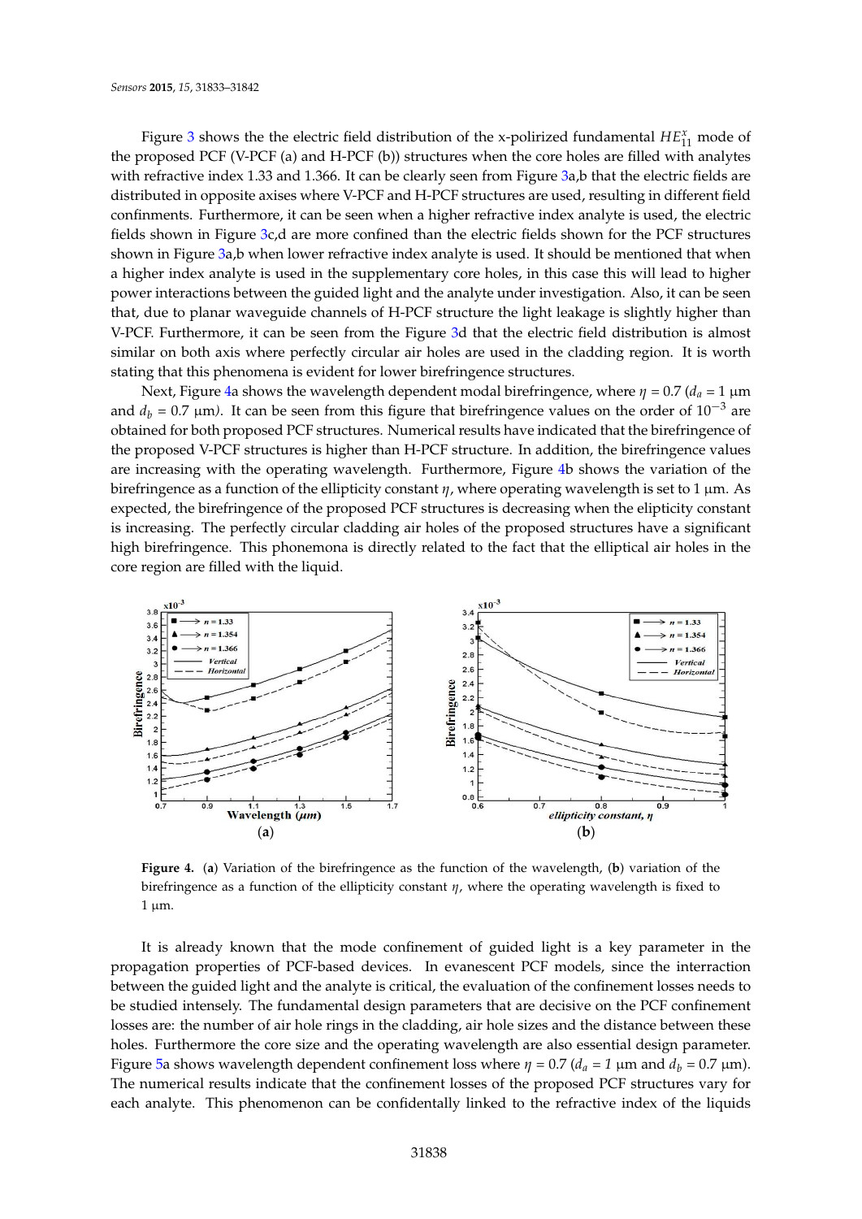Figure 3 shows the the electric field distribution of the x-polirized fundamental $HE_{11}^{x}$ mode of the proposed PCF (V-PCF (a) and H-PCF (b)) structures when the core holes are filled with analytes with refractive index 1.33 and 1.366. It can be clearly seen from Figure 3a,b that the electric fields are distributed in opposite axises where V-PCF and H-PCF structures are used, resulting in different field confinments. Furthermore, it can be seen when a higher refractive index analyte is used, the electric fields shown in Figure 3c,d are more confined than the electric fields shown for the PCF structures shown in Figure 3a,b when lower refractive index analyte is used. It should be mentioned that when a higher index analyte is used in the supplementary core holes, in this case this will lead to higher power interactions between the guided light and the analyte under investigation. Also, it can be seen that, due to planar waveguide channels of H-PCF structure the light leakage is slightly higher than V-PCF. Furthermore, it can be seen from the Figure 3d that the electric field distribution is almost similar on both axis where perfectly circular air holes are used in the cladding region. It is worth stating that this phenomena is evident for lower birefringence structures.

Next, Figure 4a shows the wavelength dependent modal birefringence, where $\eta = 0.7$ ($d_a = 1$ μm and $d_b = 0.7$ μm). It can be seen from this figure that birefringence values on the order of $10^{-3}$ are obtained for both proposed PCF structures. Numerical results have indicated that the birefringence of the proposed V-PCF structures is higher than H-PCF structure. In addition, the birefringence values are increasing with the operating wavelength. Furthermore, Figure 4b shows the variation of the birefringence as a function of the ellipticity constant $\eta$, where operating wavelength is set to 1 μm. As expected, the birefringence of the proposed PCF structures is decreasing when the elipticity constant is increasing. The perfectly circular cladding air holes of the proposed structures have a significant high birefringence. This phonemona is directly related to the fact that the elliptical air holes in the core region are filled with the liquid.

**Figure 4.** (**a**) Variation of the birefringence as the function of the wavelength, (**b**) variation of the birefringence as a function of the ellipticity constant $\eta$, where the operating wavelength is fixed to 1 μm.

It is already known that the mode confinement of guided light is a key parameter in the propagation properties of PCF-based devices. In evanescent PCF models, since the interraction between the guided light and the analyte is critical, the evaluation of the confinement losses needs to be studied intensely. The fundamental design parameters that are decisive on the PCF confinement losses are: the number of air hole rings in the cladding, air hole sizes and the distance between these holes. Furthermore the core size and the operating wavelength are also essential design parameter. Figure 5a shows wavelength dependent confinement loss where $\eta = 0.7$ ($d_a = 1$ μm and $d_b = 0.7$ μm). The numerical results indicate that the confinement losses of the proposed PCF structures vary for each analyte. This phenomenon can be confidentally linked to the refractive index of the liquids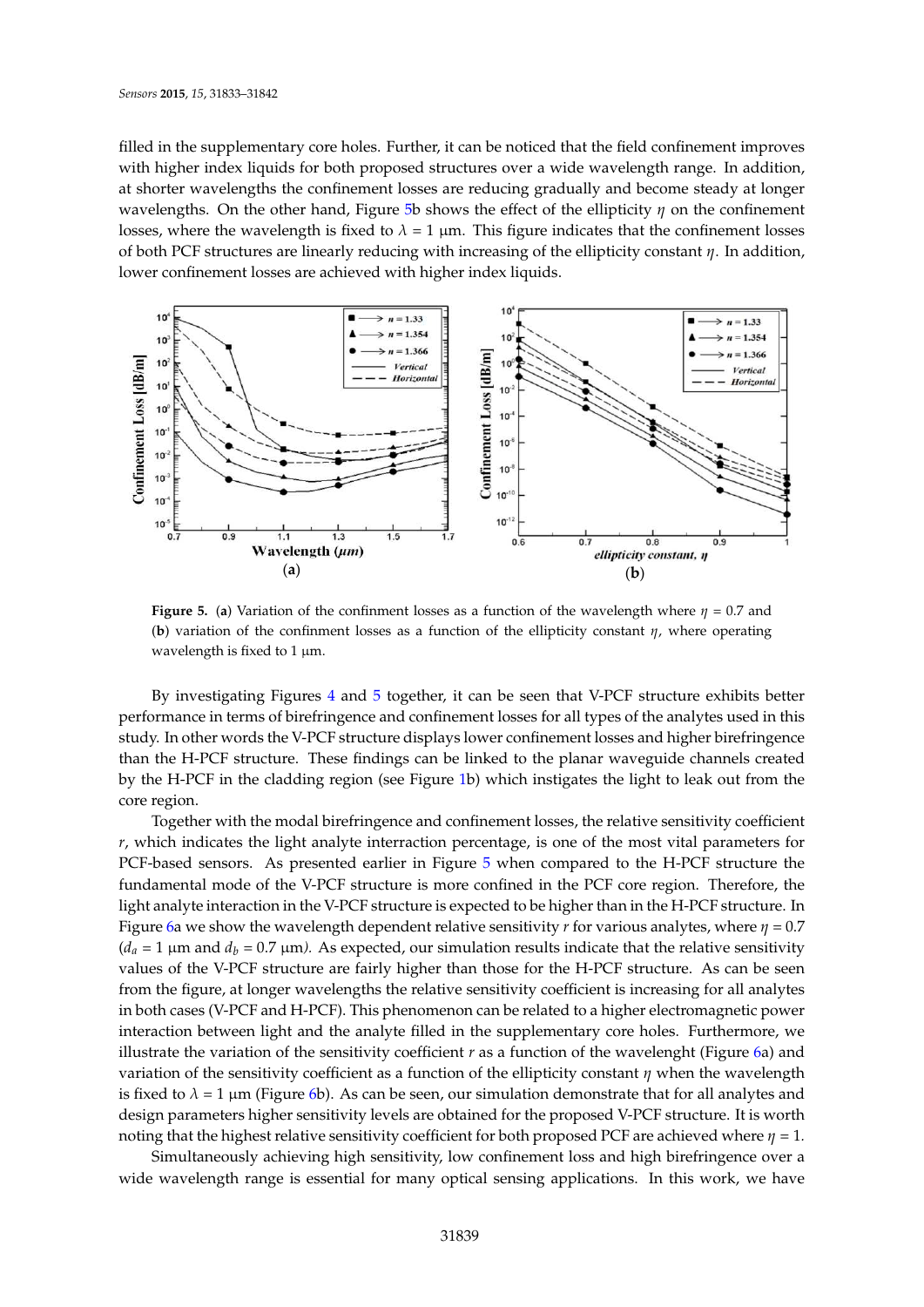filled in the supplementary core holes. Further, it can be noticed that the field confinement improves with higher index liquids for both proposed structures over a wide wavelength range. In addition, at shorter wavelengths the confinement losses are reducing gradually and become steady at longer wavelengths. On the other hand, Figure 5b shows the effect of the ellipticity $\eta$ on the confinement losses, where the wavelength is fixed to $\lambda$ = 1 µm. This figure indicates that the confinement losses of both PCF structures are linearly reducing with increasing of the ellipticity constant $\eta$. In addition, lower confinement losses are achieved with higher index liquids.

**Figure 5.** (**a**) Variation of the confinment losses as a function of the wavelength where $\eta$ = 0.7 and (**b**) variation of the confinment losses as a function of the ellipticity constant $\eta$, where operating wavelength is fixed to 1 µm.

By investigating Figures 4 and 5 together, it can be seen that V-PCF structure exhibits better performance in terms of birefringence and confinement losses for all types of the analytes used in this study. In other words the V-PCF structure displays lower confinement losses and higher birefringence than the H-PCF structure. These findings can be linked to the planar waveguide channels created by the H-PCF in the cladding region (see Figure 1b) which instigates the light to leak out from the core region.

Together with the modal birefringence and confinement losses, the relative sensitivity coefficient $r$, which indicates the light analyte interraction percentage, is one of the most vital parameters for PCF-based sensors. As presented earlier in Figure 5 when compared to the H-PCF structure the fundamental mode of the V-PCF structure is more confined in the PCF core region. Therefore, the light analyte interaction in the V-PCF structure is expected to be higher than in the H-PCF structure. In Figure 6a we show the wavelength dependent relative sensitivity $r$ for various analytes, where $\eta$ = 0.7 ($d_a$ = 1 µm and $d_b$ = 0.7 µm). As expected, our simulation results indicate that the relative sensitivity values of the V-PCF structure are fairly higher than those for the H-PCF structure. As can be seen from the figure, at longer wavelengths the relative sensitivity coefficient is increasing for all analytes in both cases (V-PCF and H-PCF). This phenomenon can be related to a higher electromagnetic power interaction between light and the analyte filled in the supplementary core holes. Furthermore, we illustrate the variation of the sensitivity coefficient $r$ as a function of the wavelenght (Figure 6a) and variation of the sensitivity coefficient as a function of the ellipticity constant $\eta$ when the wavelength is fixed to $\lambda$ = 1 µm (Figure 6b). As can be seen, our simulation demonstrate that for all analytes and design parameters higher sensitivity levels are obtained for the proposed V-PCF structure. It is worth noting that the highest relative sensitivity coefficient for both proposed PCF are achieved where $\eta$ = 1.

Simultaneously achieving high sensitivity, low confinement loss and high birefringence over a wide wavelength range is essential for many optical sensing applications. In this work, we have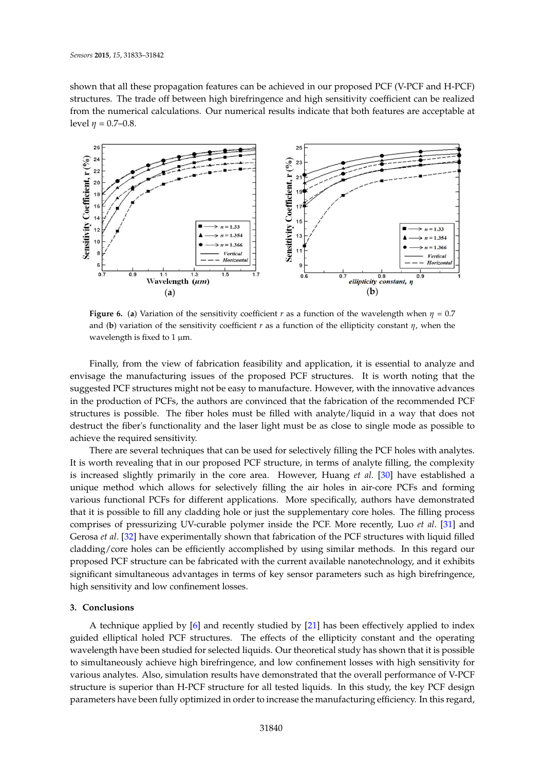shown that all these propagation features can be achieved in our proposed PCF (V-PCF and H-PCF) structures. The trade off between high birefringence and high sensitivity coefficient can be realized from the numerical calculations. Our numerical results indicate that both features are acceptable at level $\eta = 0.7–0.8$.

**Figure 6.** (**a**) Variation of the sensitivity coefficient $r$ as a function of the wavelength when $\eta = 0.7$ and (**b**) variation of the sensitivity coefficient $r$ as a function of the ellipticity constant $\eta$, when the wavelength is fixed to 1 µm.

Finally, from the view of fabrication feasibility and application, it is essential to analyze and envisage the manufacturing issues of the proposed PCF structures. It is worth noting that the suggested PCF structures might not be easy to manufacture. However, with the innovative advances in the production of PCFs, the authors are convinced that the fabrication of the recommended PCF structures is possible. The fiber holes must be filled with analyte/liquid in a way that does not destruct the fiber's functionality and the laser light must be as close to single mode as possible to achieve the required sensitivity.

There are several techniques that can be used for selectively filling the PCF holes with analytes. It is worth revealing that in our proposed PCF structure, in terms of analyte filling, the complexity is increased slightly primarily in the core area. However, Huang *et al*. [30] have established a unique method which allows for selectively filling the air holes in air-core PCFs and forming various functional PCFs for different applications. More specifically, authors have demonstrated that it is possible to fill any cladding hole or just the supplementary core holes. The filling process comprises of pressurizing UV-curable polymer inside the PCF. More recently, Luo *et al*. [31] and Gerosa *et al*. [32] have experimentally shown that fabrication of the PCF structures with liquid filled cladding/core holes can be efficiently accomplished by using similar methods. In this regard our proposed PCF structure can be fabricated with the current available nanotechnology, and it exhibits significant simultaneous advantages in terms of key sensor parameters such as high birefringence, high sensitivity and low confinement losses.

## 3. Conclusions

A technique applied by [6] and recently studied by [21] has been effectively applied to index guided elliptical holed PCF structures. The effects of the ellipticity constant and the operating wavelength have been studied for selected liquids. Our theoretical study has shown that it is possible to simultaneously achieve high birefringence, and low confinement losses with high sensitivity for various analytes. Also, simulation results have demonstrated that the overall performance of V-PCF structure is superior than H-PCF structure for all tested liquids. In this study, the key PCF design parameters have been fully optimized in order to increase the manufacturing efficiency. In this regard,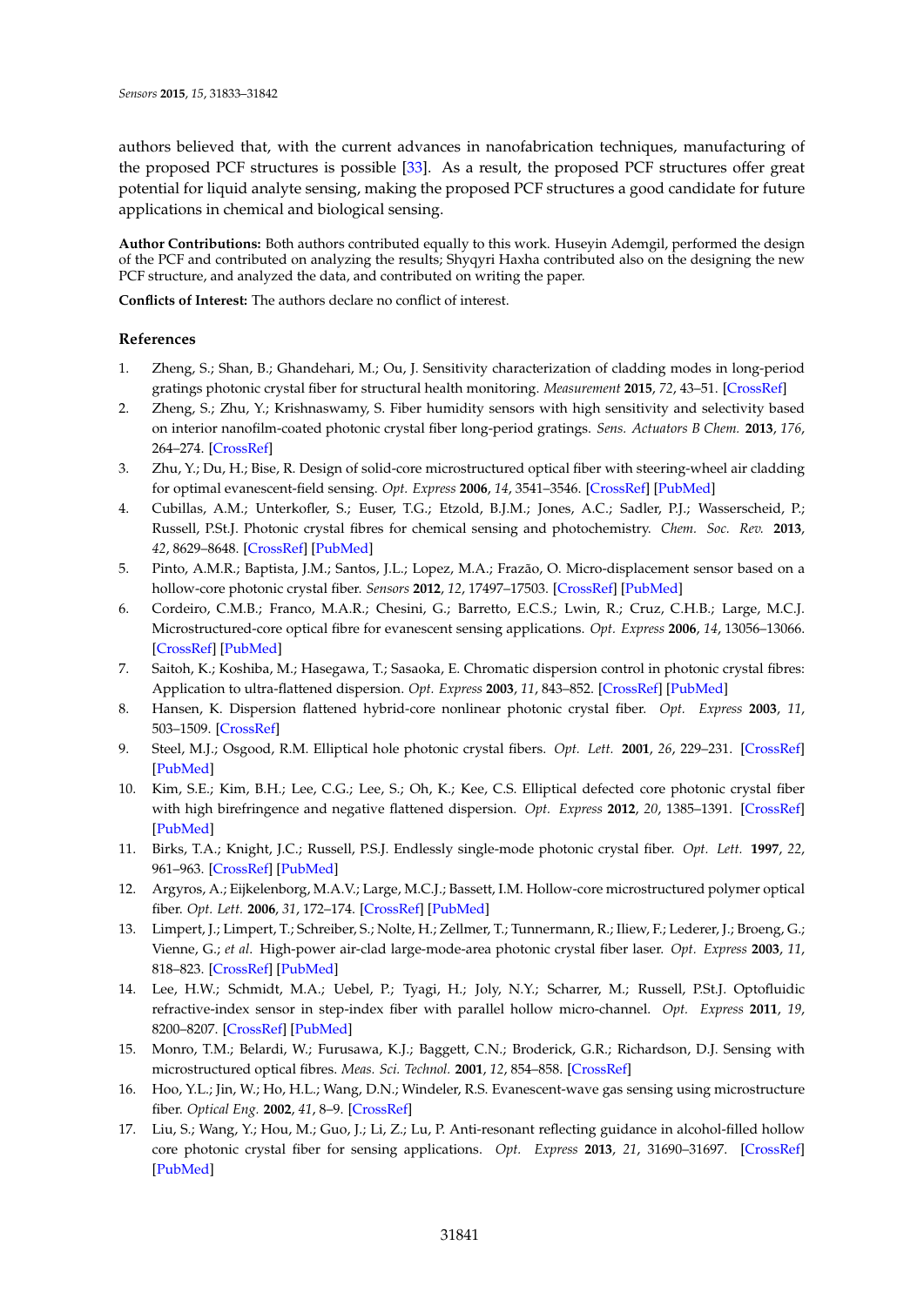authors believed that, with the current advances in nanofabrication techniques, manufacturing of the proposed PCF structures is possible [33]. As a result, the proposed PCF structures offer great potential for liquid analyte sensing, making the proposed PCF structures a good candidate for future applications in chemical and biological sensing.

**Author Contributions:** Both authors contributed equally to this work. Huseyin Ademgil, performed the design of the PCF and contributed on analyzing the results; Shyqyri Haxha contributed also on the designing the new PCF structure, and analyzed the data, and contributed on writing the paper.

**Conflicts of Interest:** The authors declare no conflict of interest.

## References

1. Zheng, S.; Shan, B.; Ghandehari, M.; Ou, J. Sensitivity characterization of cladding modes in long-period gratings photonic crystal fiber for structural health monitoring. *Measurement* **2015**, *72*, 43–51. [CrossRef]
2. Zheng, S.; Zhu, Y.; Krishnaswamy, S. Fiber humidity sensors with high sensitivity and selectivity based on interior nanofilm-coated photonic crystal fiber long-period gratings. *Sens. Actuators B Chem.* **2013**, *176*, 264–274. [CrossRef]
3. Zhu, Y.; Du, H.; Bise, R. Design of solid-core microstructured optical fiber with steering-wheel air cladding for optimal evanescent-field sensing. *Opt. Express* **2006**, *14*, 3541–3546. [CrossRef] [PubMed]
4. Cubillas, A.M.; Unterkofler, S.; Euser, T.G.; Etzold, B.J.M.; Jones, A.C.; Sadler, P.J.; Wasserscheid, P.; Russell, P.St.J. Photonic crystal fibres for chemical sensing and photochemistry. *Chem. Soc. Rev.* **2013**, *42*, 8629–8648. [CrossRef] [PubMed]
5. Pinto, A.M.R.; Baptista, J.M.; Santos, J.L.; Lopez, M.A.; Frazão, O. Micro-displacement sensor based on a hollow-core photonic crystal fiber. *Sensors* **2012**, *12*, 17497–17503. [CrossRef] [PubMed]
6. Cordeiro, C.M.B.; Franco, M.A.R.; Chesini, G.; Barretto, E.C.S.; Lwin, R.; Cruz, C.H.B.; Large, M.C.J. Microstructured-core optical fibre for evanescent sensing applications. *Opt. Express* **2006**, *14*, 13056–13066. [CrossRef] [PubMed]
7. Saitoh, K.; Koshiba, M.; Hasegawa, T.; Sasaoka, E. Chromatic dispersion control in photonic crystal fibres: Application to ultra-flattened dispersion. *Opt. Express* **2003**, *11*, 843–852. [CrossRef] [PubMed]
8. Hansen, K. Dispersion flattened hybrid-core nonlinear photonic crystal fiber. *Opt. Express* **2003**, *11*, 503–1509. [CrossRef]
9. Steel, M.J.; Osgood, R.M. Elliptical hole photonic crystal fibers. *Opt. Lett.* **2001**, *26*, 229–231. [CrossRef] [PubMed]
10. Kim, S.E.; Kim, B.H.; Lee, C.G.; Lee, S.; Oh, K.; Kee, C.S. Elliptical defected core photonic crystal fiber with high birefringence and negative flattened dispersion. *Opt. Express* **2012**, *20*, 1385–1391. [CrossRef] [PubMed]
11. Birks, T.A.; Knight, J.C.; Russell, P.S.J. Endlessly single-mode photonic crystal fiber. *Opt. Lett.* **1997**, *22*, 961–963. [CrossRef] [PubMed]
12. Argyros, A.; Eijkelenborg, M.A.V.; Large, M.C.J.; Bassett, I.M. Hollow-core microstructured polymer optical fiber. *Opt. Lett.* **2006**, *31*, 172–174. [CrossRef] [PubMed]
13. Limpert, J.; Limpert, T.; Schreiber, S.; Nolte, H.; Zellmer, T.; Tunnermann, R.; Iliew, F.; Lederer, J.; Broeng, G.; Vienne, G.; *et al.* High-power air-clad large-mode-area photonic crystal fiber laser. *Opt. Express* **2003**, *11*, 818–823. [CrossRef] [PubMed]
14. Lee, H.W.; Schmidt, M.A.; Uebel, P.; Tyagi, H.; Joly, N.Y.; Scharrer, M.; Russell, P.St.J. Optofluidic refractive-index sensor in step-index fiber with parallel hollow micro-channel. *Opt. Express* **2011**, *19*, 8200–8207. [CrossRef] [PubMed]
15. Monro, T.M.; Belardi, W.; Furusawa, K.J.; Baggett, C.N.; Broderick, G.R.; Richardson, D.J. Sensing with microstructured optical fibres. *Meas. Sci. Technol.* **2001**, *12*, 854–858. [CrossRef]
16. Hoo, Y.L.; Jin, W.; Ho, H.L.; Wang, D.N.; Windeler, R.S. Evanescent-wave gas sensing using microstructure fiber. *Optical Eng.* **2002**, *41*, 8–9. [CrossRef]
17. Liu, S.; Wang, Y.; Hou, M.; Guo, J.; Li, Z.; Lu, P. Anti-resonant reflecting guidance in alcohol-filled hollow core photonic crystal fiber for sensing applications. *Opt. Express* **2013**, *21*, 31690–31697. [CrossRef] [PubMed]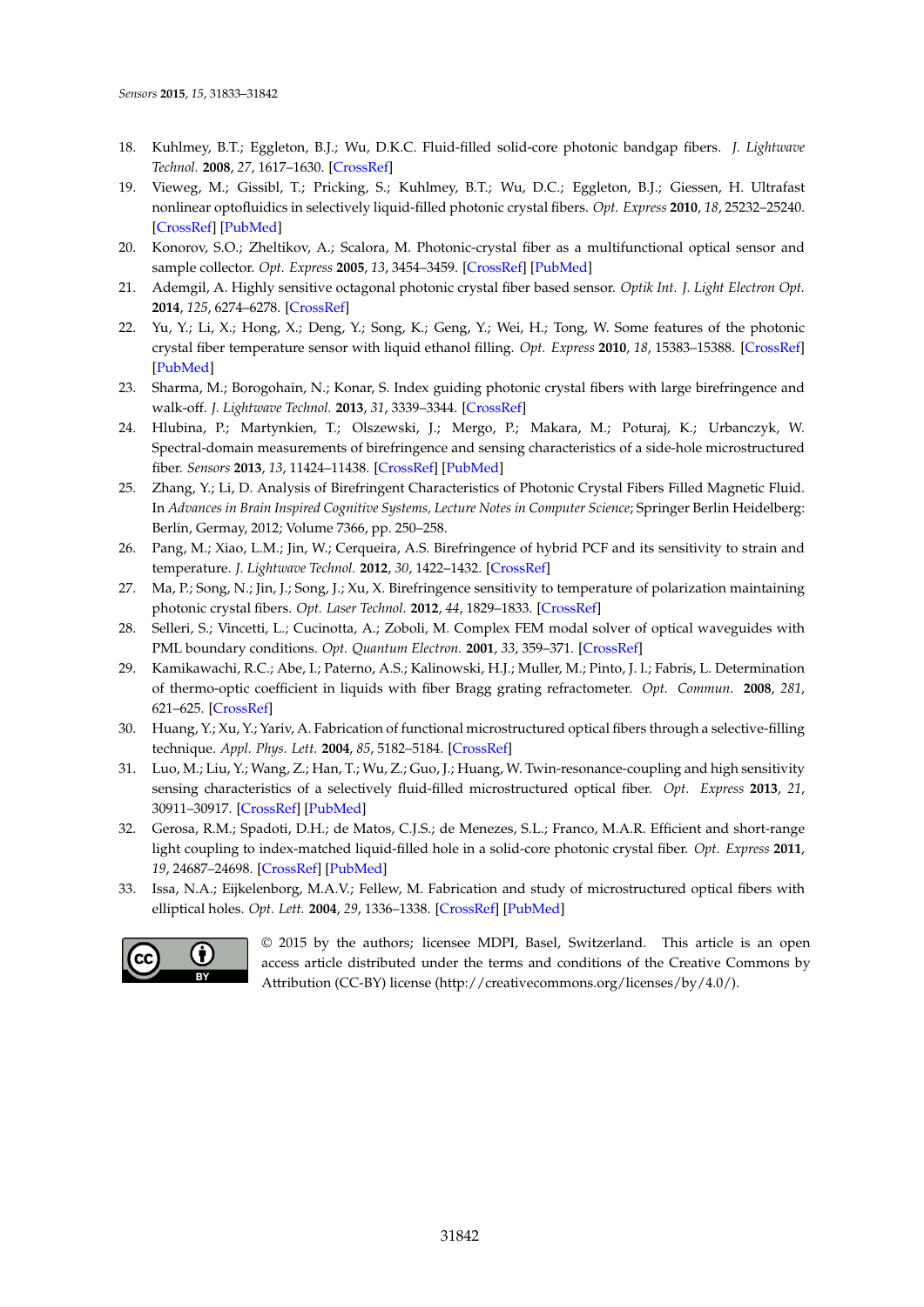18. Kuhlmey, B.T.; Eggleton, B.J.; Wu, D.K.C. Fluid-filled solid-core photonic bandgap fibers. *J. Lightwave Technol.* **2008**, *27*, 1617–1630. [CrossRef]
19. Vieweg, M.; Gissibl, T.; Pricking, S.; Kuhlmey, B.T.; Wu, D.C.; Eggleton, B.J.; Giessen, H. Ultrafast nonlinear optofluidics in selectively liquid-filled photonic crystal fibers. *Opt. Express* **2010**, *18*, 25232–25240. [CrossRef] [PubMed]
20. Konorov, S.O.; Zheltikov, A.; Scalora, M. Photonic-crystal fiber as a multifunctional optical sensor and sample collector. *Opt. Express* **2005**, *13*, 3454–3459. [CrossRef] [PubMed]
21. Ademgil, A. Highly sensitive octagonal photonic crystal fiber based sensor. *Optik Int. J. Light Electron Opt.* **2014**, *125*, 6274–6278. [CrossRef]
22. Yu, Y.; Li, X.; Hong, X.; Deng, Y.; Song, K.; Geng, Y.; Wei, H.; Tong, W. Some features of the photonic crystal fiber temperature sensor with liquid ethanol filling. *Opt. Express* **2010**, *18*, 15383–15388. [CrossRef] [PubMed]
23. Sharma, M.; Borogohain, N.; Konar, S. Index guiding photonic crystal fibers with large birefringence and walk-off. *J. Lightwave Technol.* **2013**, *31*, 3339–3344. [CrossRef]
24. Hlubina, P.; Martynkien, T.; Olszewski, J.; Mergo, P.; Makara, M.; Poturaj, K.; Urbanczyk, W. Spectral-domain measurements of birefringence and sensing characteristics of a side-hole microstructured fiber. *Sensors* **2013**, *13*, 11424–11438. [CrossRef] [PubMed]
25. Zhang, Y.; Li, D. Analysis of Birefringent Characteristics of Photonic Crystal Fibers Filled Magnetic Fluid. In *Advances in Brain Inspired Cognitive Systems, Lecture Notes in Computer Science*; Springer Berlin Heidelberg: Berlin, Germany, 2012; Volume 7366, pp. 250–258.
26. Pang, M.; Xiao, L.M.; Jin, W.; Cerqueira, A.S. Birefringence of hybrid PCF and its sensitivity to strain and temperature. *J. Lightwave Technol.* **2012**, *30*, 1422–1432. [CrossRef]
27. Ma, P.; Song, N.; Jin, J.; Song, J.; Xu, X. Birefringence sensitivity to temperature of polarization maintaining photonic crystal fibers. *Opt. Laser Technol.* **2012**, *44*, 1829–1833. [CrossRef]
28. Selleri, S.; Vincetti, L.; Cucinotta, A.; Zoboli, M. Complex FEM modal solver of optical waveguides with PML boundary conditions. *Opt. Quantum Electron.* **2001**, *33*, 359–371. [CrossRef]
29. Kamikawachi, R.C.; Abe, I.; Paterno, A.S.; Kalinowski, H.J.; Muller, M.; Pinto, J. l.; Fabris, L. Determination of thermo-optic coefficient in liquids with fiber Bragg grating refractometer. *Opt. Commun.* **2008**, *281*, 621–625. [CrossRef]
30. Huang, Y.; Xu, Y.; Yariv, A. Fabrication of functional microstructured optical fibers through a selective-filling technique. *Appl. Phys. Lett.* **2004**, *85*, 5182–5184. [CrossRef]
31. Luo, M.; Liu, Y.; Wang, Z.; Han, T.; Wu, Z.; Guo, J.; Huang, W. Twin-resonance-coupling and high sensitivity sensing characteristics of a selectively fluid-filled microstructured optical fiber. *Opt. Express* **2013**, *21*, 30911–30917. [CrossRef] [PubMed]
32. Gerosa, R.M.; Spadoti, D.H.; de Matos, C.J.S.; de Menezes, S.L.; Franco, M.A.R. Efficient and short-range light coupling to index-matched liquid-filled hole in a solid-core photonic crystal fiber. *Opt. Express* **2011**, *19*, 24687–24698. [CrossRef] [PubMed]
33. Issa, N.A.; Eijkelenborg, M.A.V.; Fellew, M. Fabrication and study of microstructured optical fibers with elliptical holes. *Opt. Lett.* **2004**, *29*, 1336–1338. [CrossRef] [PubMed]

© 2015 by the authors; licensee MDPI, Basel, Switzerland. This article is an open access article distributed under the terms and conditions of the Creative Commons by Attribution (CC-BY) license (http://creativecommons.org/licenses/by/4.0/).